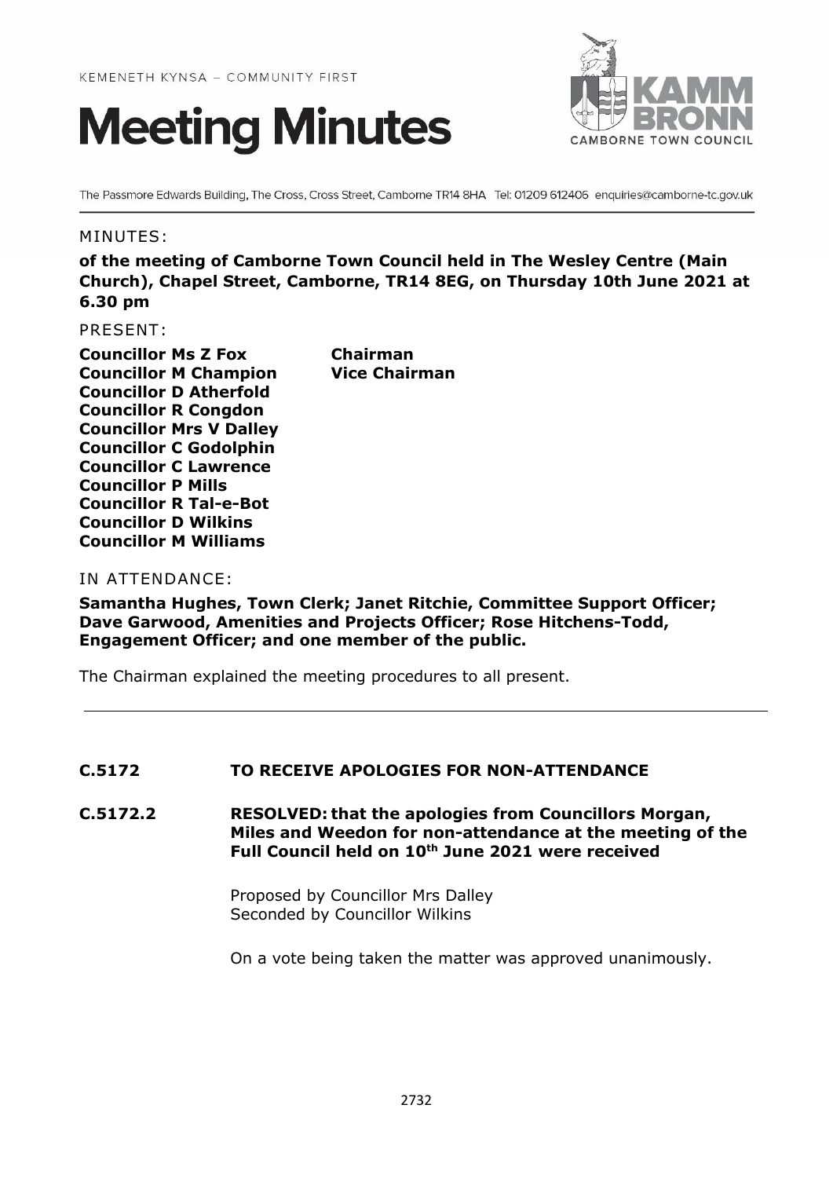KEMENETH KYNSA – COMMUNITY FIRST

# Meeting Minutes

KAMM BRONN
CAMBORNE TOWN COUNCIL

The Passmore Edwards Building, The Cross, Cross Street, Camborne TR14 8HA Tel: 01209 612406 enquiries@camborne-tc.gov.uk

MINUTES:

**of the meeting of Camborne Town Council held in The Wesley Centre (Main Church), Chapel Street, Camborne, TR14 8EG, on Thursday 10th June 2021 at 6.30 pm**

PRESENT:

| | |
|---|---|
| **Councillor Ms Z Fox** | **Chairman** |
| **Councillor M Champion** | **Vice Chairman** |
| **Councillor D Atherfold** | |
| **Councillor R Congdon** | |
| **Councillor Mrs V Dalley** | |
| **Councillor C Godolphin** | |
| **Councillor C Lawrence** | |
| **Councillor P Mills** | |
| **Councillor R Tal-e-Bot** | |
| **Councillor D Wilkins** | |
| **Councillor M Williams** | |

IN ATTENDANCE:

**Samantha Hughes, Town Clerk; Janet Ritchie, Committee Support Officer; Dave Garwood, Amenities and Projects Officer; Rose Hitchens-Todd, Engagement Officer; and one member of the public.**

The Chairman explained the meeting procedures to all present.

---

**C.5172 TO RECEIVE APOLOGIES FOR NON-ATTENDANCE**

**C.5172.2 RESOLVED: that the apologies from Councillors Morgan, Miles and Weedon for non-attendance at the meeting of the Full Council held on 10th June 2021 were received**

Proposed by Councillor Mrs Dalley
Seconded by Councillor Wilkins

On a vote being taken the matter was approved unanimously.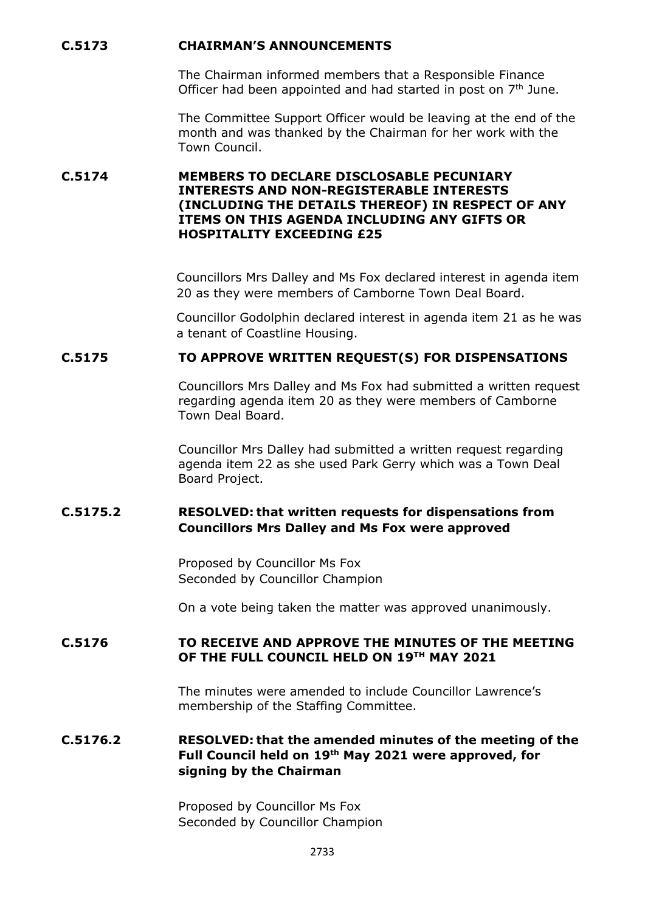**C.5173 CHAIRMAN'S ANNOUNCEMENTS**

The Chairman informed members that a Responsible Finance Officer had been appointed and had started in post on 7th June.

The Committee Support Officer would be leaving at the end of the month and was thanked by the Chairman for her work with the Town Council.

**C.5174 MEMBERS TO DECLARE DISCLOSABLE PECUNIARY INTERESTS AND NON-REGISTERABLE INTERESTS (INCLUDING THE DETAILS THEREOF) IN RESPECT OF ANY ITEMS ON THIS AGENDA INCLUDING ANY GIFTS OR HOSPITALITY EXCEEDING £25**

Councillors Mrs Dalley and Ms Fox declared interest in agenda item 20 as they were members of Camborne Town Deal Board.

Councillor Godolphin declared interest in agenda item 21 as he was a tenant of Coastline Housing.

**C.5175 TO APPROVE WRITTEN REQUEST(S) FOR DISPENSATIONS**

Councillors Mrs Dalley and Ms Fox had submitted a written request regarding agenda item 20 as they were members of Camborne Town Deal Board.

Councillor Mrs Dalley had submitted a written request regarding agenda item 22 as she used Park Gerry which was a Town Deal Board Project.

**C.5175.2 RESOLVED: that written requests for dispensations from Councillors Mrs Dalley and Ms Fox were approved**

Proposed by Councillor Ms Fox
Seconded by Councillor Champion

On a vote being taken the matter was approved unanimously.

**C.5176 TO RECEIVE AND APPROVE THE MINUTES OF THE MEETING OF THE FULL COUNCIL HELD ON 19TH MAY 2021**

The minutes were amended to include Councillor Lawrence's membership of the Staffing Committee.

**C.5176.2 RESOLVED: that the amended minutes of the meeting of the Full Council held on 19th May 2021 were approved, for signing by the Chairman**

Proposed by Councillor Ms Fox
Seconded by Councillor Champion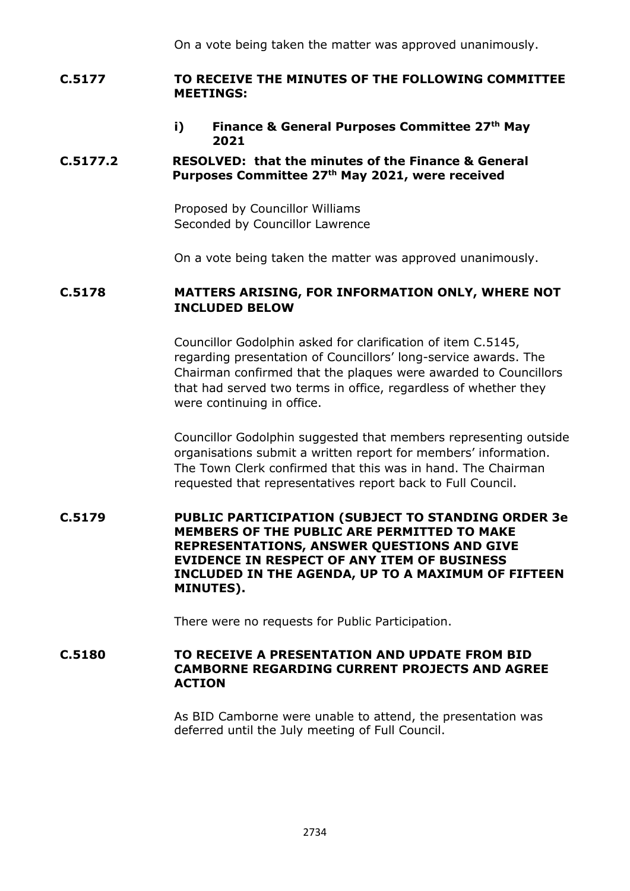On a vote being taken the matter was approved unanimously.

**C.5177 TO RECEIVE THE MINUTES OF THE FOLLOWING COMMITTEE MEETINGS:**

**i) Finance & General Purposes Committee 27th May 2021**

**C.5177.2 RESOLVED: that the minutes of the Finance & General Purposes Committee 27th May 2021, were received**

Proposed by Councillor Williams
Seconded by Councillor Lawrence

On a vote being taken the matter was approved unanimously.

**C.5178 MATTERS ARISING, FOR INFORMATION ONLY, WHERE NOT INCLUDED BELOW**

Councillor Godolphin asked for clarification of item C.5145, regarding presentation of Councillors' long-service awards. The Chairman confirmed that the plaques were awarded to Councillors that had served two terms in office, regardless of whether they were continuing in office.

Councillor Godolphin suggested that members representing outside organisations submit a written report for members' information. The Town Clerk confirmed that this was in hand. The Chairman requested that representatives report back to Full Council.

**C.5179 PUBLIC PARTICIPATION (SUBJECT TO STANDING ORDER 3e MEMBERS OF THE PUBLIC ARE PERMITTED TO MAKE REPRESENTATIONS, ANSWER QUESTIONS AND GIVE EVIDENCE IN RESPECT OF ANY ITEM OF BUSINESS INCLUDED IN THE AGENDA, UP TO A MAXIMUM OF FIFTEEN MINUTES).**

There were no requests for Public Participation.

**C.5180 TO RECEIVE A PRESENTATION AND UPDATE FROM BID CAMBORNE REGARDING CURRENT PROJECTS AND AGREE ACTION**

As BID Camborne were unable to attend, the presentation was deferred until the July meeting of Full Council.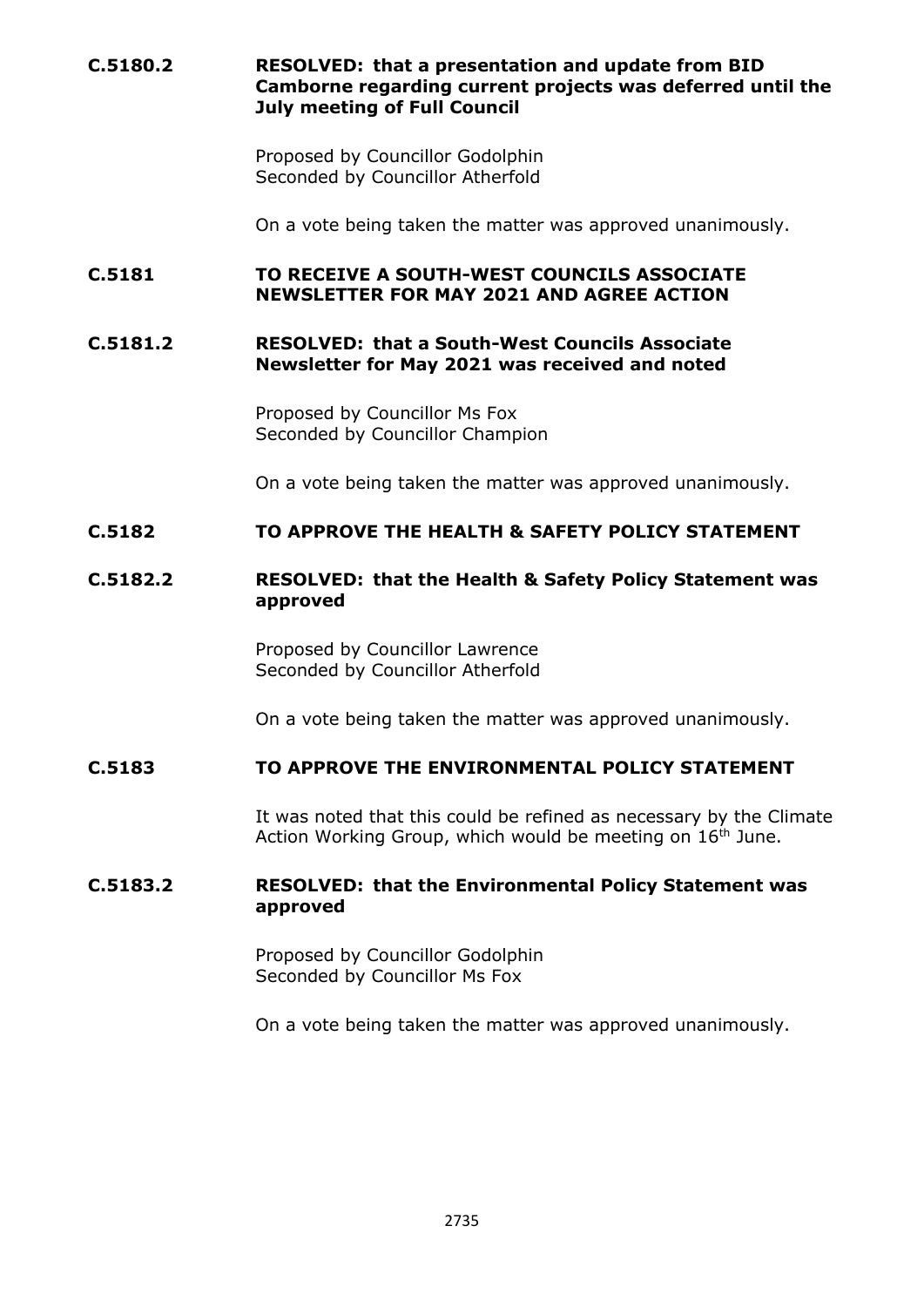**C.5180.2 RESOLVED: that a presentation and update from BID Camborne regarding current projects was deferred until the July meeting of Full Council**

Proposed by Councillor Godolphin
Seconded by Councillor Atherfold

On a vote being taken the matter was approved unanimously.

**C.5181 TO RECEIVE A SOUTH-WEST COUNCILS ASSOCIATE NEWSLETTER FOR MAY 2021 AND AGREE ACTION**

**C.5181.2 RESOLVED: that a South-West Councils Associate Newsletter for May 2021 was received and noted**

Proposed by Councillor Ms Fox
Seconded by Councillor Champion

On a vote being taken the matter was approved unanimously.

**C.5182 TO APPROVE THE HEALTH & SAFETY POLICY STATEMENT**

**C.5182.2 RESOLVED: that the Health & Safety Policy Statement was approved**

Proposed by Councillor Lawrence
Seconded by Councillor Atherfold

On a vote being taken the matter was approved unanimously.

**C.5183 TO APPROVE THE ENVIRONMENTAL POLICY STATEMENT**

It was noted that this could be refined as necessary by the Climate Action Working Group, which would be meeting on 16th June.

**C.5183.2 RESOLVED: that the Environmental Policy Statement was approved**

Proposed by Councillor Godolphin
Seconded by Councillor Ms Fox

On a vote being taken the matter was approved unanimously.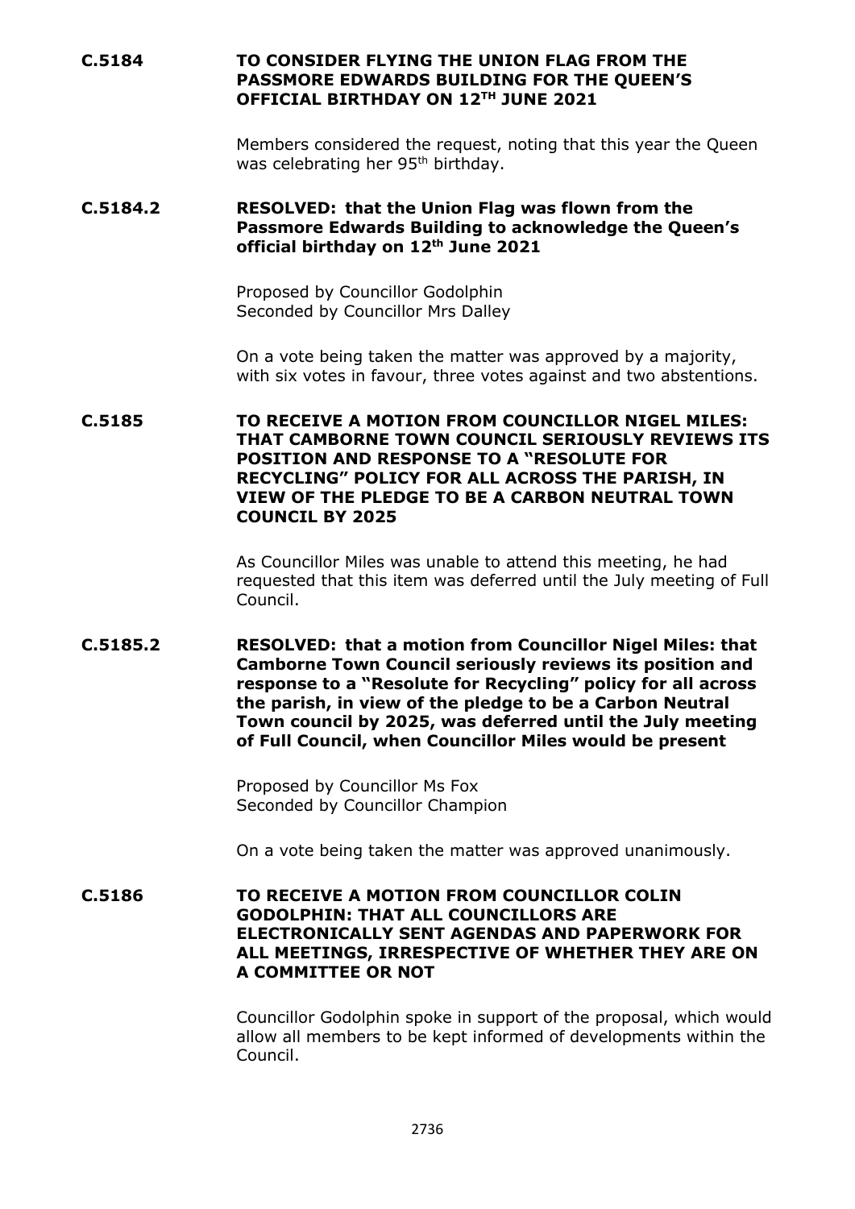**C.5184 TO CONSIDER FLYING THE UNION FLAG FROM THE PASSMORE EDWARDS BUILDING FOR THE QUEEN'S OFFICIAL BIRTHDAY ON 12TH JUNE 2021**

Members considered the request, noting that this year the Queen was celebrating her 95th birthday.

**C.5184.2 RESOLVED: that the Union Flag was flown from the Passmore Edwards Building to acknowledge the Queen's official birthday on 12th June 2021**

Proposed by Councillor Godolphin
Seconded by Councillor Mrs Dalley

On a vote being taken the matter was approved by a majority, with six votes in favour, three votes against and two abstentions.

**C.5185 TO RECEIVE A MOTION FROM COUNCILLOR NIGEL MILES: THAT CAMBORNE TOWN COUNCIL SERIOUSLY REVIEWS ITS POSITION AND RESPONSE TO A "RESOLUTE FOR RECYCLING" POLICY FOR ALL ACROSS THE PARISH, IN VIEW OF THE PLEDGE TO BE A CARBON NEUTRAL TOWN COUNCIL BY 2025**

As Councillor Miles was unable to attend this meeting, he had requested that this item was deferred until the July meeting of Full Council.

**C.5185.2 RESOLVED: that a motion from Councillor Nigel Miles: that Camborne Town Council seriously reviews its position and response to a "Resolute for Recycling" policy for all across the parish, in view of the pledge to be a Carbon Neutral Town council by 2025, was deferred until the July meeting of Full Council, when Councillor Miles would be present**

Proposed by Councillor Ms Fox
Seconded by Councillor Champion

On a vote being taken the matter was approved unanimously.

**C.5186 TO RECEIVE A MOTION FROM COUNCILLOR COLIN GODOLPHIN: THAT ALL COUNCILLORS ARE ELECTRONICALLY SENT AGENDAS AND PAPERWORK FOR ALL MEETINGS, IRRESPECTIVE OF WHETHER THEY ARE ON A COMMITTEE OR NOT**

Councillor Godolphin spoke in support of the proposal, which would allow all members to be kept informed of developments within the Council.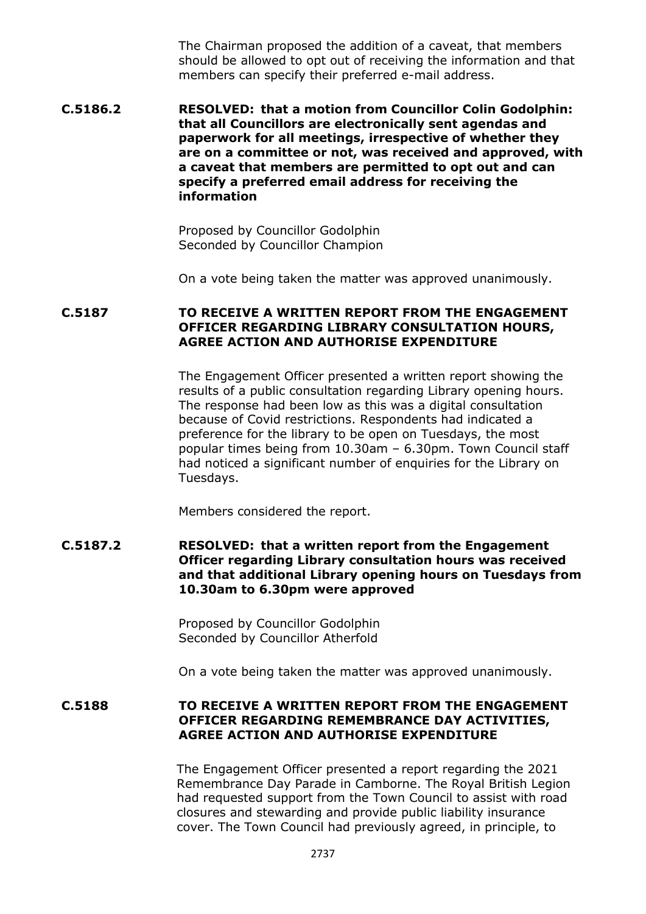The Chairman proposed the addition of a caveat, that members should be allowed to opt out of receiving the information and that members can specify their preferred e-mail address.

**C.5186.2 RESOLVED: that a motion from Councillor Colin Godolphin: that all Councillors are electronically sent agendas and paperwork for all meetings, irrespective of whether they are on a committee or not, was received and approved, with a caveat that members are permitted to opt out and can specify a preferred email address for receiving the information**

Proposed by Councillor Godolphin
Seconded by Councillor Champion

On a vote being taken the matter was approved unanimously.

**C.5187 TO RECEIVE A WRITTEN REPORT FROM THE ENGAGEMENT OFFICER REGARDING LIBRARY CONSULTATION HOURS, AGREE ACTION AND AUTHORISE EXPENDITURE**

The Engagement Officer presented a written report showing the results of a public consultation regarding Library opening hours. The response had been low as this was a digital consultation because of Covid restrictions. Respondents had indicated a preference for the library to be open on Tuesdays, the most popular times being from 10.30am – 6.30pm. Town Council staff had noticed a significant number of enquiries for the Library on Tuesdays.

Members considered the report.

**C.5187.2 RESOLVED: that a written report from the Engagement Officer regarding Library consultation hours was received and that additional Library opening hours on Tuesdays from 10.30am to 6.30pm were approved**

Proposed by Councillor Godolphin
Seconded by Councillor Atherfold

On a vote being taken the matter was approved unanimously.

**C.5188 TO RECEIVE A WRITTEN REPORT FROM THE ENGAGEMENT OFFICER REGARDING REMEMBRANCE DAY ACTIVITIES, AGREE ACTION AND AUTHORISE EXPENDITURE**

The Engagement Officer presented a report regarding the 2021 Remembrance Day Parade in Camborne. The Royal British Legion had requested support from the Town Council to assist with road closures and stewarding and provide public liability insurance cover. The Town Council had previously agreed, in principle, to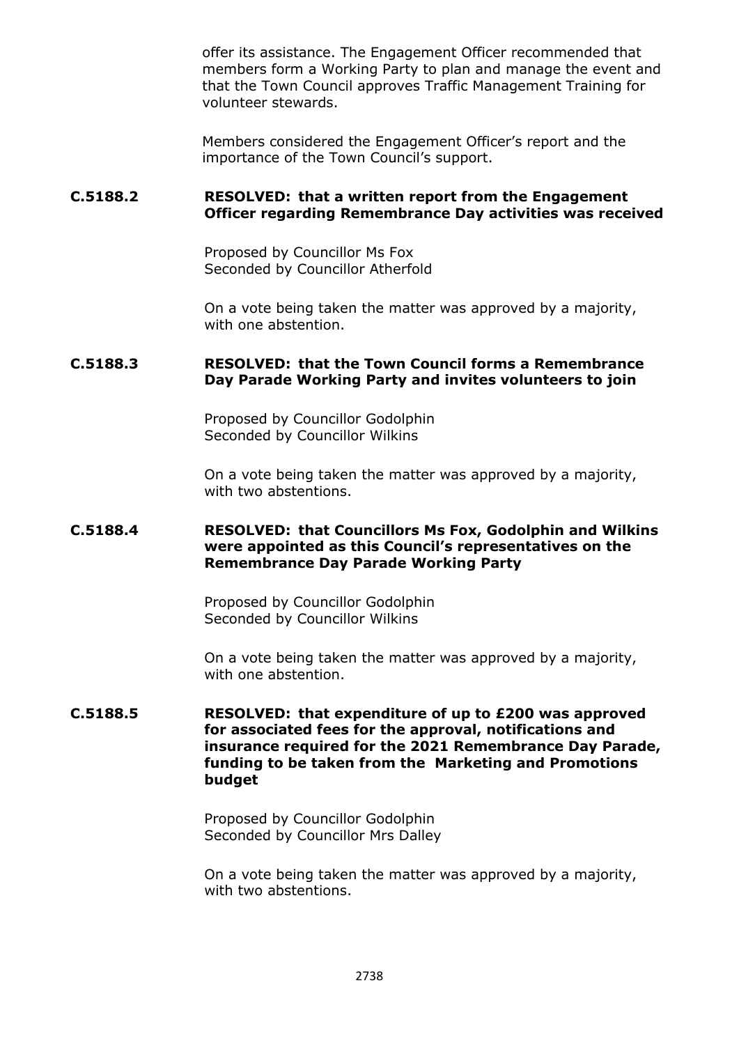offer its assistance. The Engagement Officer recommended that members form a Working Party to plan and manage the event and that the Town Council approves Traffic Management Training for volunteer stewards.

Members considered the Engagement Officer's report and the importance of the Town Council's support.

**C.5188.2 RESOLVED: that a written report from the Engagement Officer regarding Remembrance Day activities was received**

Proposed by Councillor Ms Fox
Seconded by Councillor Atherfold

On a vote being taken the matter was approved by a majority, with one abstention.

**C.5188.3 RESOLVED: that the Town Council forms a Remembrance Day Parade Working Party and invites volunteers to join**

Proposed by Councillor Godolphin
Seconded by Councillor Wilkins

On a vote being taken the matter was approved by a majority, with two abstentions.

**C.5188.4 RESOLVED: that Councillors Ms Fox, Godolphin and Wilkins were appointed as this Council's representatives on the Remembrance Day Parade Working Party**

Proposed by Councillor Godolphin
Seconded by Councillor Wilkins

On a vote being taken the matter was approved by a majority, with one abstention.

**C.5188.5 RESOLVED: that expenditure of up to £200 was approved for associated fees for the approval, notifications and insurance required for the 2021 Remembrance Day Parade, funding to be taken from the Marketing and Promotions budget**

Proposed by Councillor Godolphin
Seconded by Councillor Mrs Dalley

On a vote being taken the matter was approved by a majority, with two abstentions.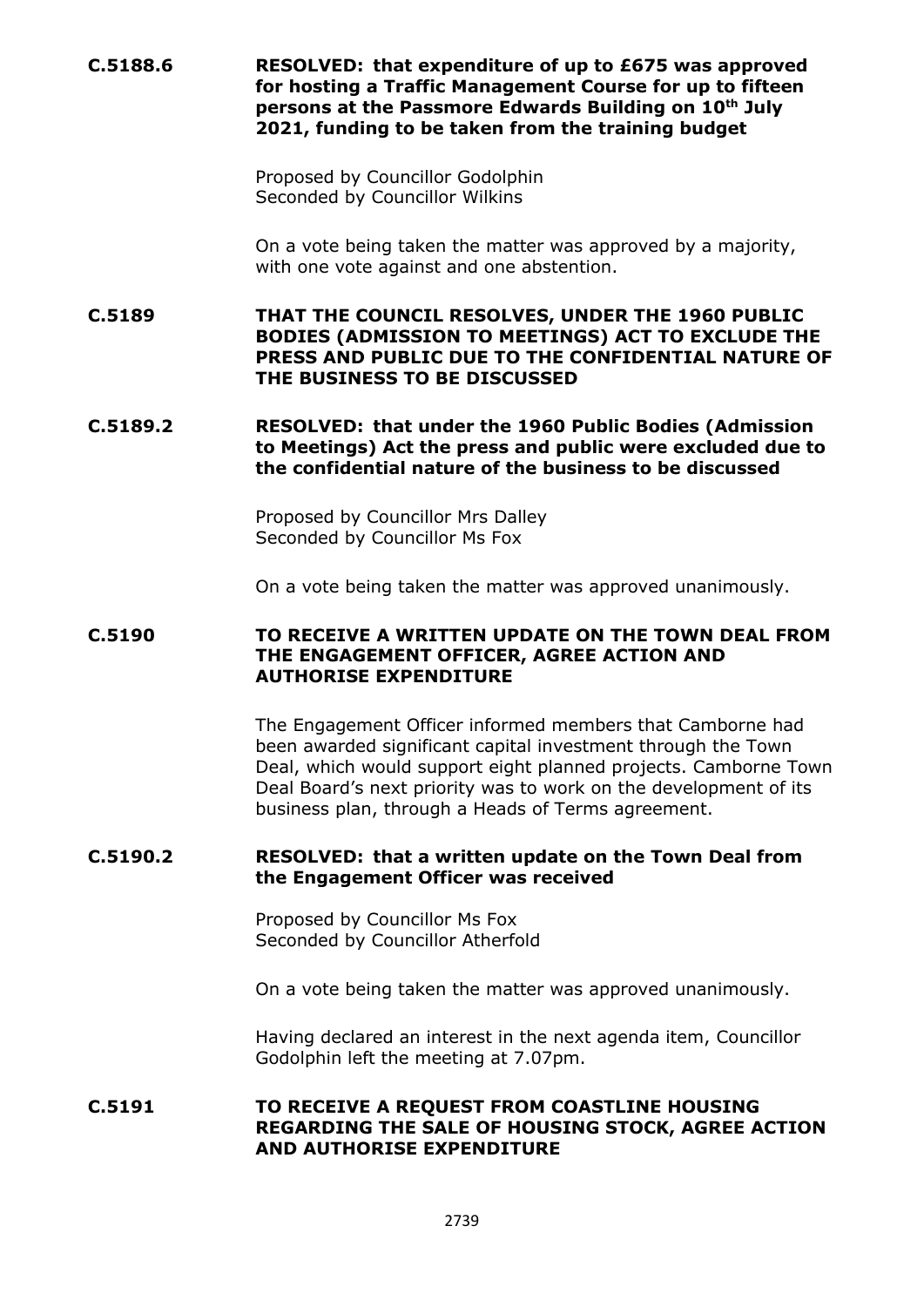**C.5188.6 RESOLVED: that expenditure of up to £675 was approved for hosting a Traffic Management Course for up to fifteen persons at the Passmore Edwards Building on 10th July 2021, funding to be taken from the training budget**

Proposed by Councillor Godolphin
Seconded by Councillor Wilkins

On a vote being taken the matter was approved by a majority, with one vote against and one abstention.

**C.5189 THAT THE COUNCIL RESOLVES, UNDER THE 1960 PUBLIC BODIES (ADMISSION TO MEETINGS) ACT TO EXCLUDE THE PRESS AND PUBLIC DUE TO THE CONFIDENTIAL NATURE OF THE BUSINESS TO BE DISCUSSED**

**C.5189.2 RESOLVED: that under the 1960 Public Bodies (Admission to Meetings) Act the press and public were excluded due to the confidential nature of the business to be discussed**

Proposed by Councillor Mrs Dalley
Seconded by Councillor Ms Fox

On a vote being taken the matter was approved unanimously.

**C.5190 TO RECEIVE A WRITTEN UPDATE ON THE TOWN DEAL FROM THE ENGAGEMENT OFFICER, AGREE ACTION AND AUTHORISE EXPENDITURE**

The Engagement Officer informed members that Camborne had been awarded significant capital investment through the Town Deal, which would support eight planned projects. Camborne Town Deal Board's next priority was to work on the development of its business plan, through a Heads of Terms agreement.

**C.5190.2 RESOLVED: that a written update on the Town Deal from the Engagement Officer was received**

Proposed by Councillor Ms Fox
Seconded by Councillor Atherfold

On a vote being taken the matter was approved unanimously.

Having declared an interest in the next agenda item, Councillor Godolphin left the meeting at 7.07pm.

**C.5191 TO RECEIVE A REQUEST FROM COASTLINE HOUSING REGARDING THE SALE OF HOUSING STOCK, AGREE ACTION AND AUTHORISE EXPENDITURE**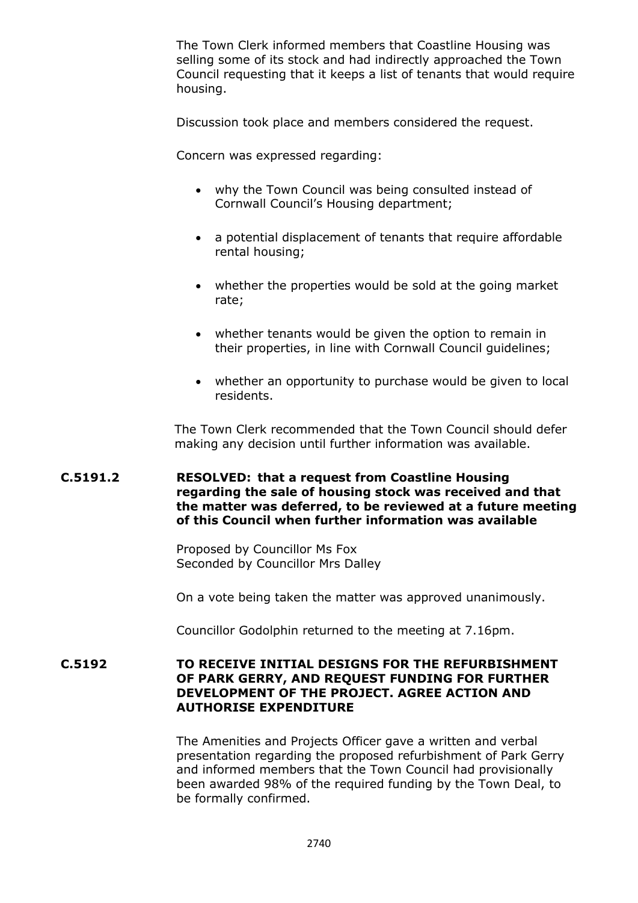The Town Clerk informed members that Coastline Housing was selling some of its stock and had indirectly approached the Town Council requesting that it keeps a list of tenants that would require housing.

Discussion took place and members considered the request.

Concern was expressed regarding:

- why the Town Council was being consulted instead of Cornwall Council's Housing department;
- a potential displacement of tenants that require affordable rental housing;
- whether the properties would be sold at the going market rate;
- whether tenants would be given the option to remain in their properties, in line with Cornwall Council guidelines;
- whether an opportunity to purchase would be given to local residents.

The Town Clerk recommended that the Town Council should defer making any decision until further information was available.

**C.5191.2 RESOLVED: that a request from Coastline Housing regarding the sale of housing stock was received and that the matter was deferred, to be reviewed at a future meeting of this Council when further information was available**

Proposed by Councillor Ms Fox
Seconded by Councillor Mrs Dalley

On a vote being taken the matter was approved unanimously.

Councillor Godolphin returned to the meeting at 7.16pm.

**C.5192 TO RECEIVE INITIAL DESIGNS FOR THE REFURBISHMENT OF PARK GERRY, AND REQUEST FUNDING FOR FURTHER DEVELOPMENT OF THE PROJECT. AGREE ACTION AND AUTHORISE EXPENDITURE**

The Amenities and Projects Officer gave a written and verbal presentation regarding the proposed refurbishment of Park Gerry and informed members that the Town Council had provisionally been awarded 98% of the required funding by the Town Deal, to be formally confirmed.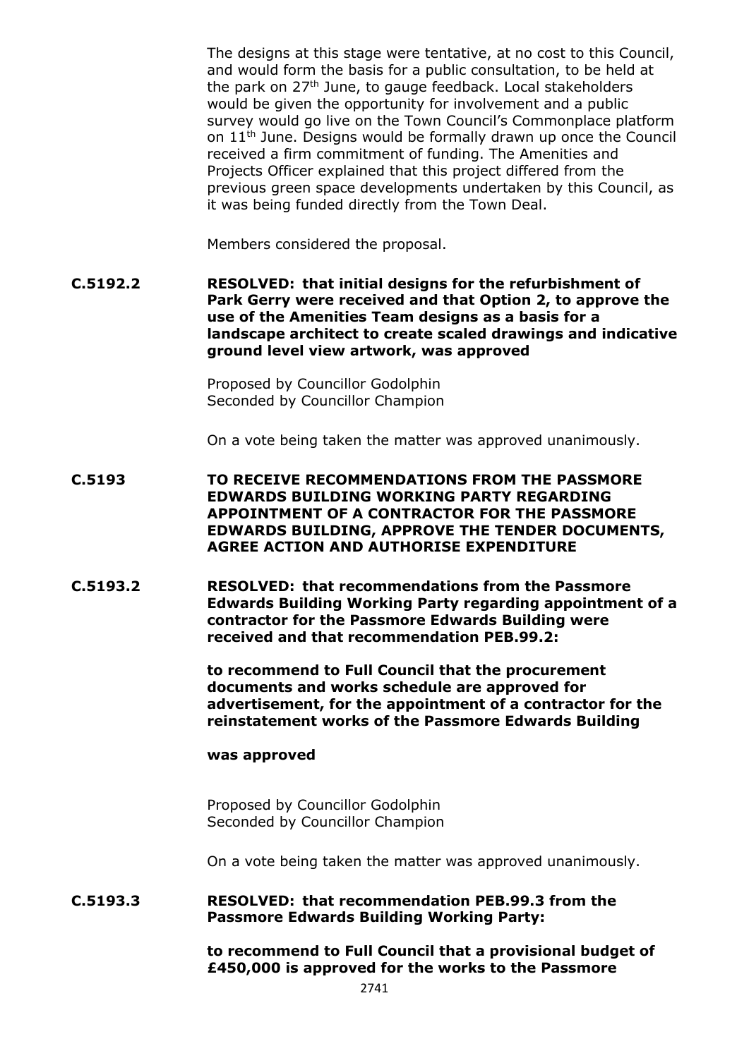The designs at this stage were tentative, at no cost to this Council, and would form the basis for a public consultation, to be held at the park on 27th June, to gauge feedback. Local stakeholders would be given the opportunity for involvement and a public survey would go live on the Town Council's Commonplace platform on 11th June. Designs would be formally drawn up once the Council received a firm commitment of funding. The Amenities and Projects Officer explained that this project differed from the previous green space developments undertaken by this Council, as it was being funded directly from the Town Deal.

Members considered the proposal.

**C.5192.2** **RESOLVED: that initial designs for the refurbishment of Park Gerry were received and that Option 2, to approve the use of the Amenities Team designs as a basis for a landscape architect to create scaled drawings and indicative ground level view artwork, was approved**

Proposed by Councillor Godolphin
Seconded by Councillor Champion

On a vote being taken the matter was approved unanimously.

**C.5193** **TO RECEIVE RECOMMENDATIONS FROM THE PASSMORE EDWARDS BUILDING WORKING PARTY REGARDING APPOINTMENT OF A CONTRACTOR FOR THE PASSMORE EDWARDS BUILDING, APPROVE THE TENDER DOCUMENTS, AGREE ACTION AND AUTHORISE EXPENDITURE**

**C.5193.2** **RESOLVED: that recommendations from the Passmore Edwards Building Working Party regarding appointment of a contractor for the Passmore Edwards Building were received and that recommendation PEB.99.2:**

**to recommend to Full Council that the procurement documents and works schedule are approved for advertisement, for the appointment of a contractor for the reinstatement works of the Passmore Edwards Building**

**was approved**

Proposed by Councillor Godolphin
Seconded by Councillor Champion

On a vote being taken the matter was approved unanimously.

**C.5193.3** **RESOLVED: that recommendation PEB.99.3 from the Passmore Edwards Building Working Party:**

**to recommend to Full Council that a provisional budget of £450,000 is approved for the works to the Passmore**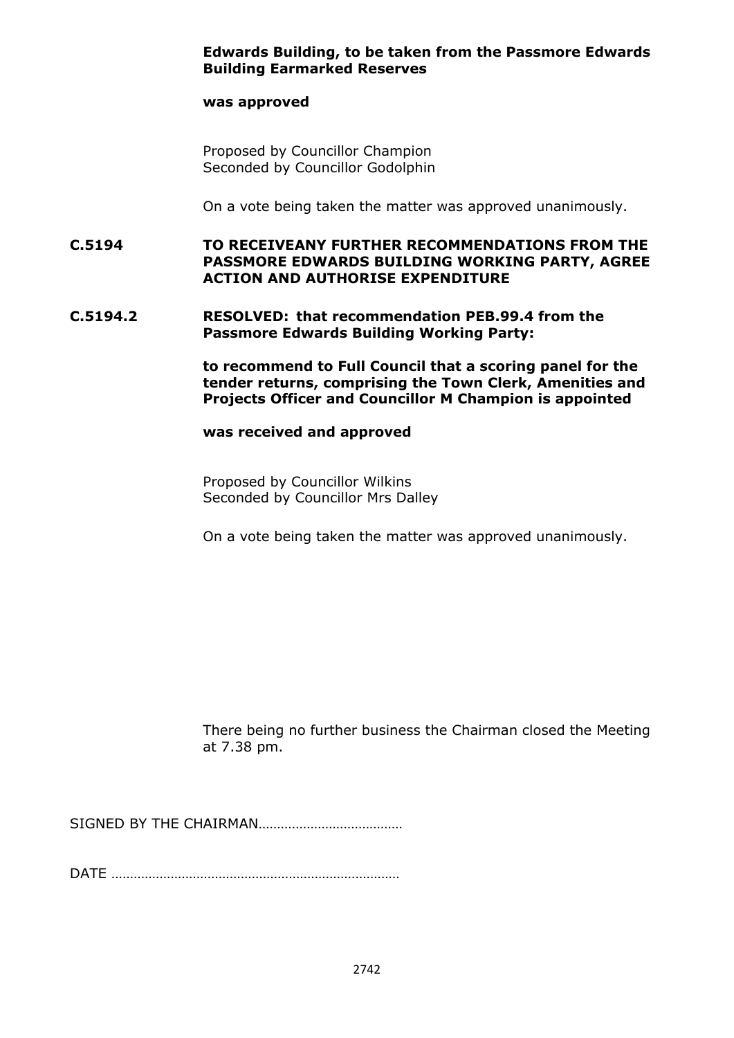**Edwards Building, to be taken from the Passmore Edwards Building Earmarked Reserves**

**was approved**

Proposed by Councillor Champion
Seconded by Councillor Godolphin

On a vote being taken the matter was approved unanimously.

**C.5194 TO RECEIVEANY FURTHER RECOMMENDATIONS FROM THE PASSMORE EDWARDS BUILDING WORKING PARTY, AGREE ACTION AND AUTHORISE EXPENDITURE**

**C.5194.2 RESOLVED: that recommendation PEB.99.4 from the Passmore Edwards Building Working Party:**

**to recommend to Full Council that a scoring panel for the tender returns, comprising the Town Clerk, Amenities and Projects Officer and Councillor M Champion is appointed**

**was received and approved**

Proposed by Councillor Wilkins
Seconded by Councillor Mrs Dalley

On a vote being taken the matter was approved unanimously.

There being no further business the Chairman closed the Meeting at 7.38 pm.

SIGNED BY THE CHAIRMAN…………………………………

DATE ……………………………………………………………………